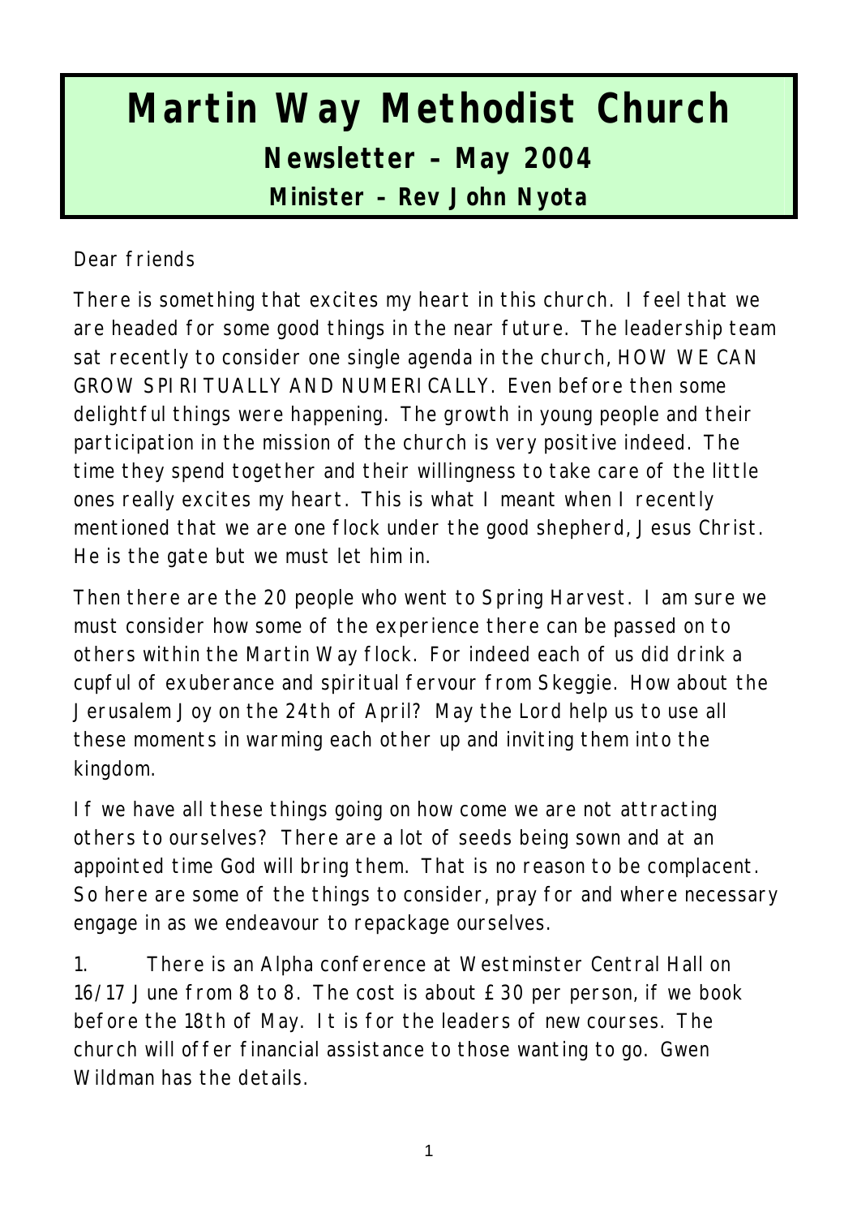# Martin Way Methodist Church

## Newsletter – May 2004

### Minister – Rev John Nyota

Dear friends

There is something that excites my heart in this church. I feel that we are headed for some good things in the near future. The leadership team sat recently to consider one single agenda in the church, HOW WE CAN GROW SPIRITUALLY AND NUMERICALLY. Even before then some delightful things were happening. The growth in young people and their participation in the mission of the church is very positive indeed. The time they spend together and their willingness to take care of the little ones really excites my heart. This is what I meant when I recently mentioned that we are one flock under the good shepherd, Jesus Christ. He is the gate but we must let him in.

Then there are the 20 people who went to Spring Harvest. I am sure we must consider how some of the experience there can be passed on to others within the Martin Way flock. For indeed each of us did drink a cupful of exuberance and spiritual fervour from Skeggie. How about the Jerusalem Joy on the 24th of April? May the Lord help us to use all these moments in warming each other up and inviting them into the kingdom.

If we have all these things going on how come we are not attracting others to ourselves? There are a lot of seeds being sown and at an appointed time God will bring them. That is no reason to be complacent. So here are some of the things to consider, pray for and where necessary engage in as we endeavour to repackage ourselves.

1. There is an Alpha conference at Westminster Central Hall on 16/17 June from 8 to 8. The cost is about £30 per person, if we book before the 18th of May. It is for the leaders of new courses. The church will offer financial assistance to those wanting to go. Gwen Wildman has the details.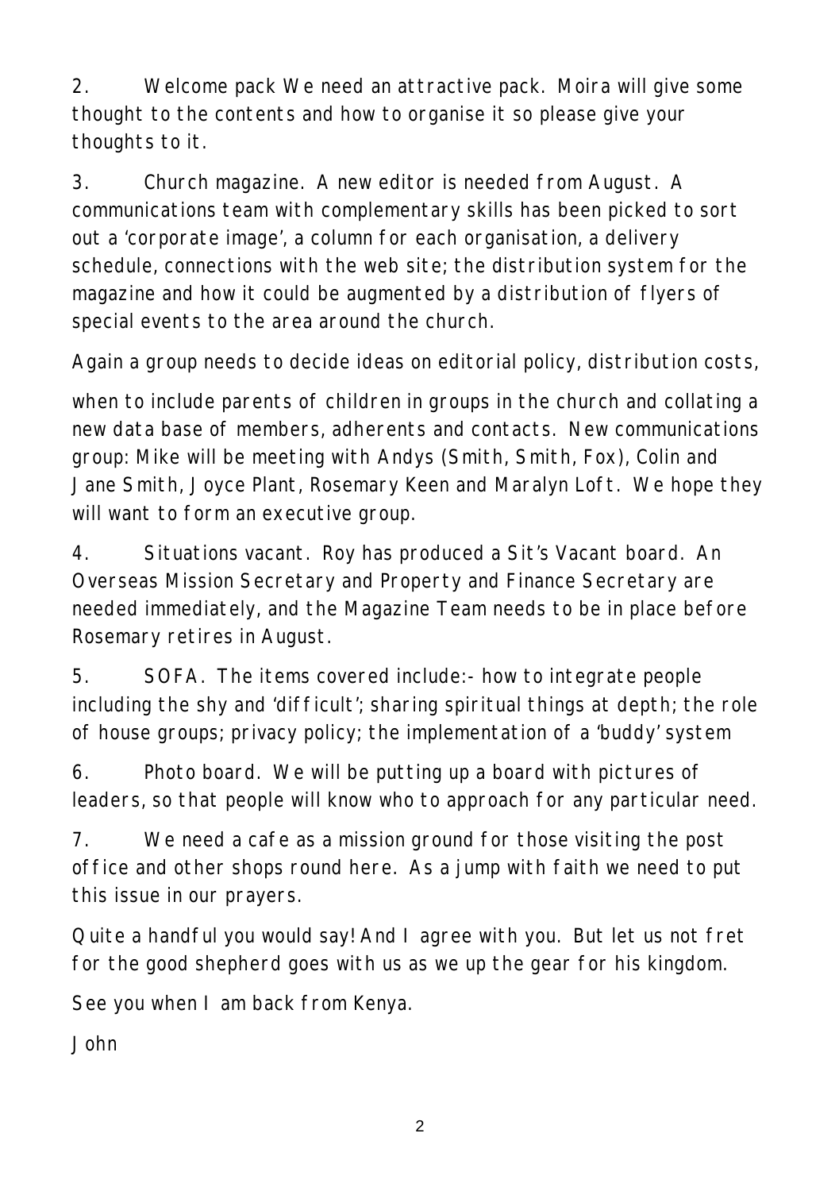2. Welcome pack We need an attractive pack. Moira will give some thought to the contents and how to organise it so please give your thoughts to it.

3. Church magazine. A new editor is needed from August. A communications team with complementary skills has been picked to sort out a 'corporate image', a column for each organisation, a delivery schedule, connections with the web site; the distribution system for the magazine and how it could be augmented by a distribution of flyers of special events to the area around the church.

Again a group needs to decide ideas on editorial policy, distribution costs,

when to include parents of children in groups in the church and collating a new data base of members, adherents and contacts. New communications group: Mike will be meeting with Andys (Smith, Smith, Fox), Colin and Jane Smith, Joyce Plant, Rosemary Keen and Maralyn Loft. We hope they will want to form an executive group.

4. Situations vacant. Roy has produced a Sit's Vacant board. An Overseas Mission Secretary and Property and Finance Secretary are needed immediately, and the Magazine Team needs to be in place before Rosemary retires in August.

5. SOFA. The items covered include:- how to integrate people including the shy and 'difficult'; sharing spiritual things at depth; the role of house groups; privacy policy; the implementation of a 'buddy' system

6. Photo board. We will be putting up a board with pictures of leaders, so that people will know who to approach for any particular need.

7. We need a cafe as a mission ground for those visiting the post office and other shops round here. As a jump with faith we need to put this issue in our prayers.

Quite a handful you would say! And I agree with you. But let us not fret for the good shepherd goes with us as we up the gear for his kingdom.

See you when I am back from Kenya.

John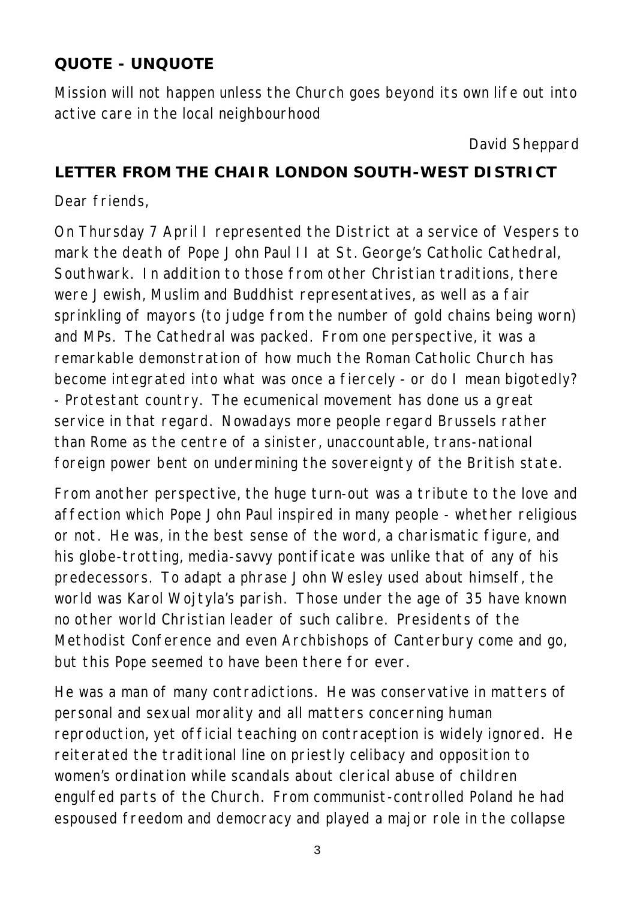## QUOTE - UNQUOTE

Mission will not happen unless the Church goes beyond its own life out into active care in the local neighbourhood

David Sheppard

## LETTER FROM THE CHAIR LONDON SOUTH-WEST DISTRICT

Dear friends,

On Thursday 7 April I represented the District at a service of Vespers to mark the death of Pope John Paul II at St. George's Catholic Cathedral, Southwark. In addition to those from other Christian traditions, there were Jewish, Muslim and Buddhist representatives, as well as a fair sprinkling of mayors (to judge from the number of gold chains being worn) and MPs. The Cathedral was packed. From one perspective, it was a remarkable demonstration of how much the Roman Catholic Church has become integrated into what was once a fiercely - or do I mean bigotedly? - Protestant country. The ecumenical movement has done us a great service in that regard. Nowadays more people regard Brussels rather than Rome as the centre of a sinister, unaccountable, trans-national foreign power bent on undermining the sovereignty of the British state.

From another perspective, the huge turn-out was a tribute to the love and affection which Pope John Paul inspired in many people - whether religious or not. He was, in the best sense of the word, a charismatic figure, and his globe-trotting, media-savvy pontificate was unlike that of any of his predecessors. To adapt a phrase John Wesley used about himself, the world was Karol Wojtyla's parish. Those under the age of 35 have known no other world Christian leader of such calibre. Presidents of the Methodist Conference and even Archbishops of Canterbury come and go, but this Pope seemed to have been there for ever.

He was a man of many contradictions. He was conservative in matters of personal and sexual morality and all matters concerning human reproduction, yet official teaching on contraception is widely ignored. He reiterated the traditional line on priestly celibacy and opposition to women's ordination while scandals about clerical abuse of children engulfed parts of the Church. From communist-controlled Poland he had espoused freedom and democracy and played a major role in the collapse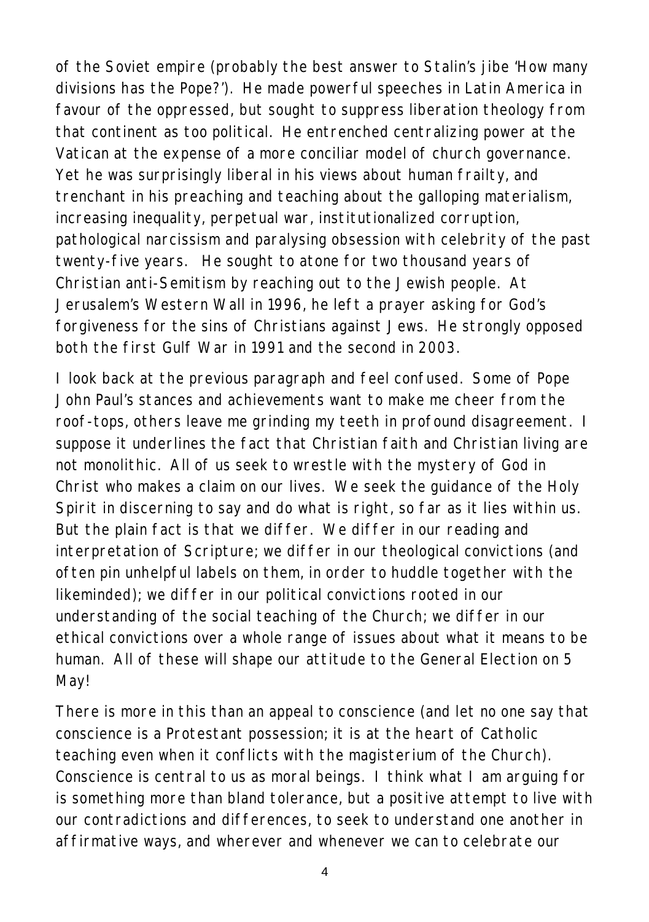of the Soviet empire (probably the best answer to Stalin's jibe 'How many divisions has the Pope?'). He made powerful speeches in Latin America in favour of the oppressed, but sought to suppress liberation theology from that continent as too political. He entrenched centralizing power at the Vatican at the expense of a more conciliar model of church governance. Yet he was surprisingly liberal in his views about human frailty, and trenchant in his preaching and teaching about the galloping materialism, increasing inequality, perpetual war, institutionalized corruption, pathological narcissism and paralysing obsession with celebrity of the past twenty-five years. He sought to atone for two thousand years of Christian anti-Semitism by reaching out to the Jewish people. At Jerusalem's Western Wall in 1996, he left a prayer asking for God's forgiveness for the sins of Christians against Jews. He strongly opposed both the first Gulf War in 1991 and the second in 2003.

I look back at the previous paragraph and feel confused. Some of Pope John Paul's stances and achievements want to make me cheer from the roof-tops, others leave me grinding my teeth in profound disagreement. I suppose it underlines the fact that Christian faith and Christian living are not monolithic. All of us seek to wrestle with the mystery of God in Christ who makes a claim on our lives. We seek the guidance of the Holy Spirit in discerning to say and do what is right, so far as it lies within us. But the plain fact is that we differ. We differ in our reading and interpretation of Scripture; we differ in our theological convictions (and often pin unhelpful labels on them, in order to huddle together with the likeminded); we differ in our political convictions rooted in our understanding of the social teaching of the Church; we differ in our ethical convictions over a whole range of issues about what it means to be human. All of these will shape our attitude to the General Election on 5 May!

There is more in this than an appeal to conscience (and let no one say that conscience is a Protestant possession; it is at the heart of Catholic teaching even when it conflicts with the magisterium of the Church). Conscience is central to us as moral beings. I think what I am arguing for is something more than bland tolerance, but a positive attempt to live with our contradictions and differences, to seek to understand one another in affirmative ways, and wherever and whenever we can to celebrate our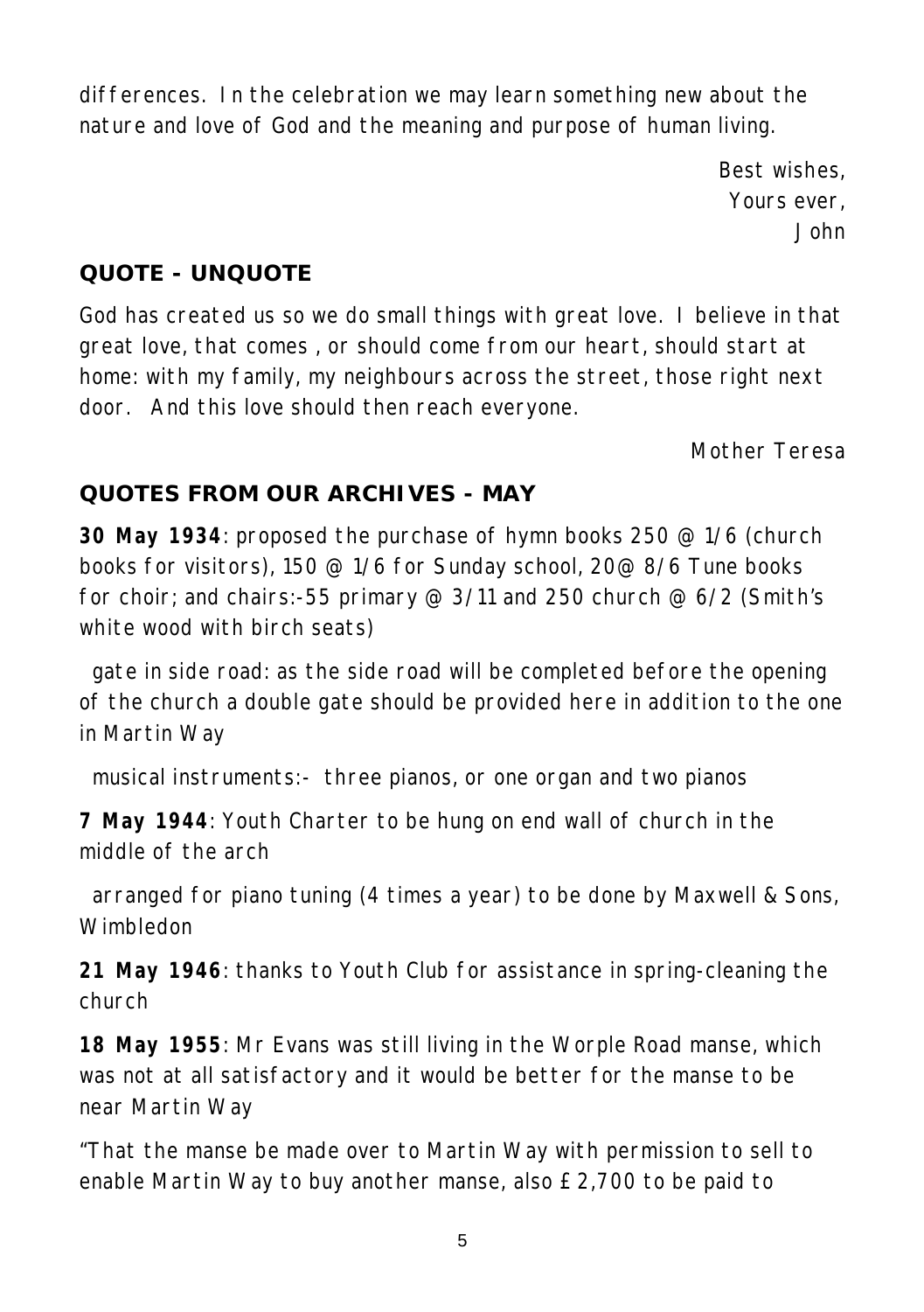differences. In the celebration we may learn something new about the nature and love of God and the meaning and purpose of human living.

Best wishes,  
Yours ever,  
John

## QUOTE - UNQUOTE

God has created us so we do small things with great love. I believe in that great love, that comes , or should come from our heart, should start at home: with my family, my neighbours across the street, those right next door. And this love should then reach everyone.

Mother Teresa

## QUOTES FROM OUR ARCHIVES - MAY

**30 May 1934**: proposed the purchase of hymn books 250 @ 1/6 (church books for visitors), 150 @ 1/6 for Sunday school, 20@ 8/6 Tune books for choir; and chairs:-55 primary @ 3/11 and 250 church @ 6/2 (Smith's white wood with birch seats)

gate in side road: as the side road will be completed before the opening of the church a double gate should be provided here in addition to the one in Martin Way

musical instruments:- three pianos, or one organ and two pianos

**7 May 1944**: Youth Charter to be hung on end wall of church in the middle of the arch

arranged for piano tuning (4 times a year) to be done by Maxwell & Sons, Wimbledon

**21 May 1946**: thanks to Youth Club for assistance in spring-cleaning the church

**18 May 1955**: Mr Evans was still living in the Worple Road manse, which was not at all satisfactory and it would be better for the manse to be near Martin Way

"That the manse be made over to Martin Way with permission to sell to enable Martin Way to buy another manse, also £2,700 to be paid to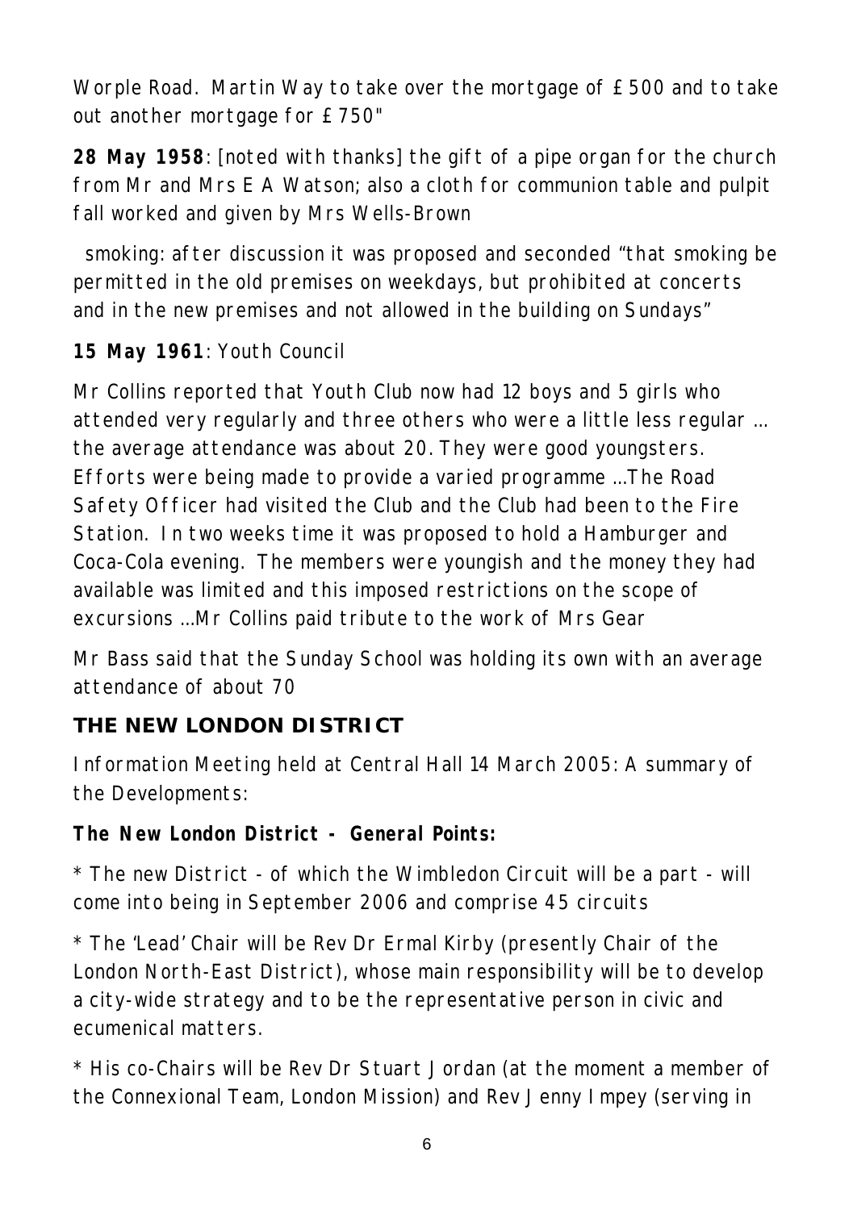Worple Road. Martin Way to take over the mortgage of £500 and to take out another mortgage for £750"

**28 May 1958**: [noted with thanks] the gift of a pipe organ for the church from Mr and Mrs E A Watson; also a cloth for communion table and pulpit fall worked and given by Mrs Wells-Brown

smoking: after discussion it was proposed and seconded "that smoking be permitted in the old premises on weekdays, but prohibited at concerts and in the new premises and not allowed in the building on Sundays"

**15 May 1961**: Youth Council

Mr Collins reported that Youth Club now had 12 boys and 5 girls who attended very regularly and three others who were a little less regular ... the average attendance was about 20. They were good youngsters. Efforts were being made to provide a varied programme ...The Road Safety Officer had visited the Club and the Club had been to the Fire Station. In two weeks time it was proposed to hold a Hamburger and Coca-Cola evening. The members were youngish and the money they had available was limited and this imposed restrictions on the scope of excursions ...Mr Collins paid tribute to the work of Mrs Gear

Mr Bass said that the Sunday School was holding its own with an average attendance of about 70

## THE NEW LONDON DISTRICT

Information Meeting held at Central Hall 14 March 2005: A summary of the Developments:

**The New London District - General Points:**

* The new District - of which the Wimbledon Circuit will be a part - will come into being in September 2006 and comprise 45 circuits

* The 'Lead' Chair will be Rev Dr Ermal Kirby (presently Chair of the London North-East District), whose main responsibility will be to develop a city-wide strategy and to be the representative person in civic and ecumenical matters.

* His co-Chairs will be Rev Dr Stuart Jordan (at the moment a member of the Connexional Team, London Mission) and Rev Jenny Impey (serving in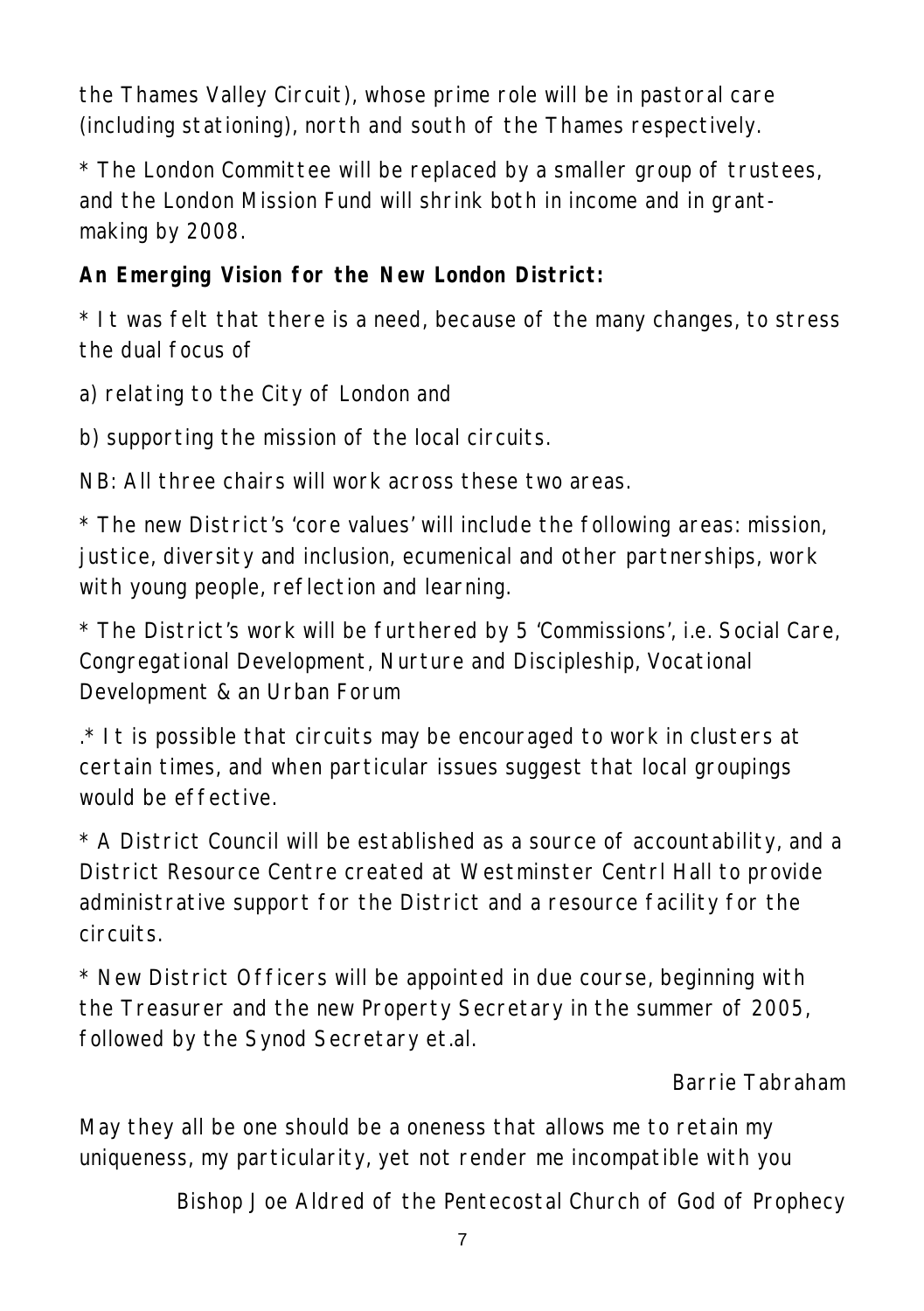the Thames Valley Circuit), whose prime role will be in pastoral care (including stationing), north and south of the Thames respectively.

* The London Committee will be replaced by a smaller group of trustees, and the London Mission Fund will shrink both in income and in grant-making by 2008.

**An Emerging Vision for the New London District:**

* It was felt that there is a need, because of the many changes, to stress the dual focus of

a) relating to the City of London and

b) supporting the mission of the local circuits.

NB: All three chairs will work across these two areas.

* The new District's 'core values' will include the following areas: mission, justice, diversity and inclusion, ecumenical and other partnerships, work with young people, reflection and learning.

* The District's work will be furthered by 5 'Commissions', i.e. Social Care, Congregational Development, Nurture and Discipleship, Vocational Development & an Urban Forum

.* It is possible that circuits may be encouraged to work in clusters at certain times, and when particular issues suggest that local groupings would be effective.

* A District Council will be established as a source of accountability, and a District Resource Centre created at Westminster Centrl Hall to provide administrative support for the District and a resource facility for the circuits.

* New District Officers will be appointed in due course, beginning with the Treasurer and the new Property Secretary in the summer of 2005, followed by the Synod Secretary et.al.

Barrie Tabraham

May they all be one should be a oneness that allows me to retain my uniqueness, my particularity, yet not render me incompatible with you

Bishop Joe Aldred of the Pentecostal Church of God of Prophecy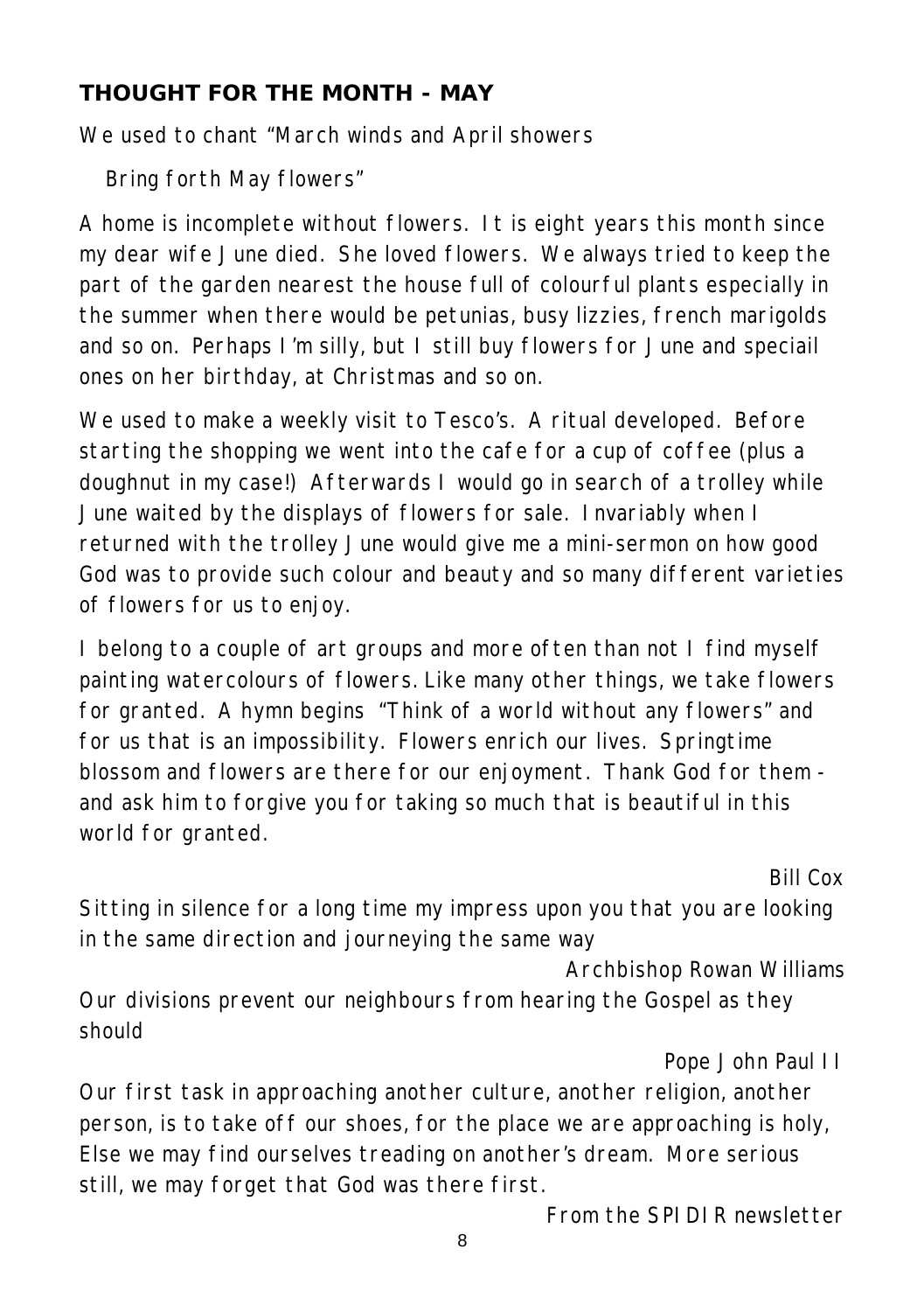## THOUGHT FOR THE MONTH - MAY

We used to chant "March winds and April showers

Bring forth May flowers"

A home is incomplete without flowers. It is eight years this month since my dear wife June died. She loved flowers. We always tried to keep the part of the garden nearest the house full of colourful plants especially in the summer when there would be petunias, busy lizzies, french marigolds and so on. Perhaps I'm silly, but I still buy flowers for June and speciail ones on her birthday, at Christmas and so on.

We used to make a weekly visit to Tesco's. A ritual developed. Before starting the shopping we went into the cafe for a cup of coffee (plus a doughnut in my case!) Afterwards I would go in search of a trolley while June waited by the displays of flowers for sale. Invariably when I returned with the trolley June would give me a mini-sermon on how good God was to provide such colour and beauty and so many different varieties of flowers for us to enjoy.

I belong to a couple of art groups and more often than not I find myself painting watercolours of flowers. Like many other things, we take flowers for granted. A hymn begins "Think of a world without any flowers" and for us that is an impossibility. Flowers enrich our lives. Springtime blossom and flowers are there for our enjoyment. Thank God for them - and ask him to forgive you for taking so much that is beautiful in this world for granted.

Bill Cox

Sitting in silence for a long time my impress upon you that you are looking in the same direction and journeying the same way

Archbishop Rowan Williams

Our divisions prevent our neighbours from hearing the Gospel as they should

Pope John Paul II

Our first task in approaching another culture, another religion, another person, is to take off our shoes, for the place we are approaching is holy, Else we may find ourselves treading on another's dream. More serious still, we may forget that God was there first.

From the SPIDIR newsletter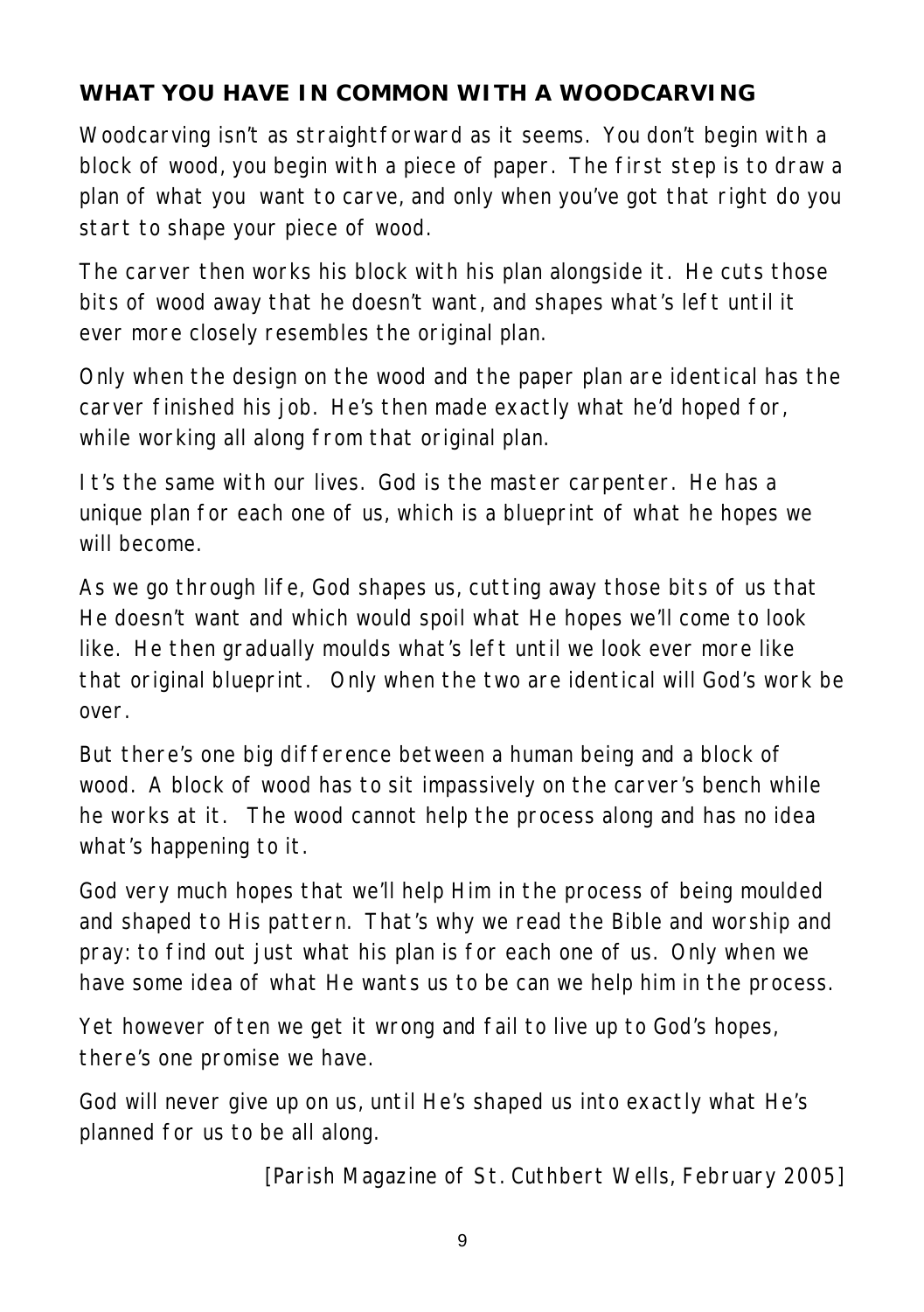## WHAT YOU HAVE IN COMMON WITH A WOODCARVING

Woodcarving isn't as straightforward as it seems. You don't begin with a block of wood, you begin with a piece of paper. The first step is to draw a plan of what you want to carve, and only when you've got that right do you start to shape your piece of wood.

The carver then works his block with his plan alongside it. He cuts those bits of wood away that he doesn't want, and shapes what's left until it ever more closely resembles the original plan.

Only when the design on the wood and the paper plan are identical has the carver finished his job. He's then made exactly what he'd hoped for, while working all along from that original plan.

It's the same with our lives. God is the master carpenter. He has a unique plan for each one of us, which is a blueprint of what he hopes we will become.

As we go through life, God shapes us, cutting away those bits of us that He doesn't want and which would spoil what He hopes we'll come to look like. He then gradually moulds what's left until we look ever more like that original blueprint. Only when the two are identical will God's work be over.

But there's one big difference between a human being and a block of wood. A block of wood has to sit impassively on the carver's bench while he works at it. The wood cannot help the process along and has no idea what's happening to it.

God very much hopes that we'll help Him in the process of being moulded and shaped to His pattern. That's why we read the Bible and worship and pray: to find out just what his plan is for each one of us. Only when we have some idea of what He wants us to be can we help him in the process.

Yet however often we get it wrong and fail to live up to God's hopes, there's one promise we have.

God will never give up on us, until He's shaped us into exactly what He's planned for us to be all along.

[Parish Magazine of St. Cuthbert Wells, February 2005]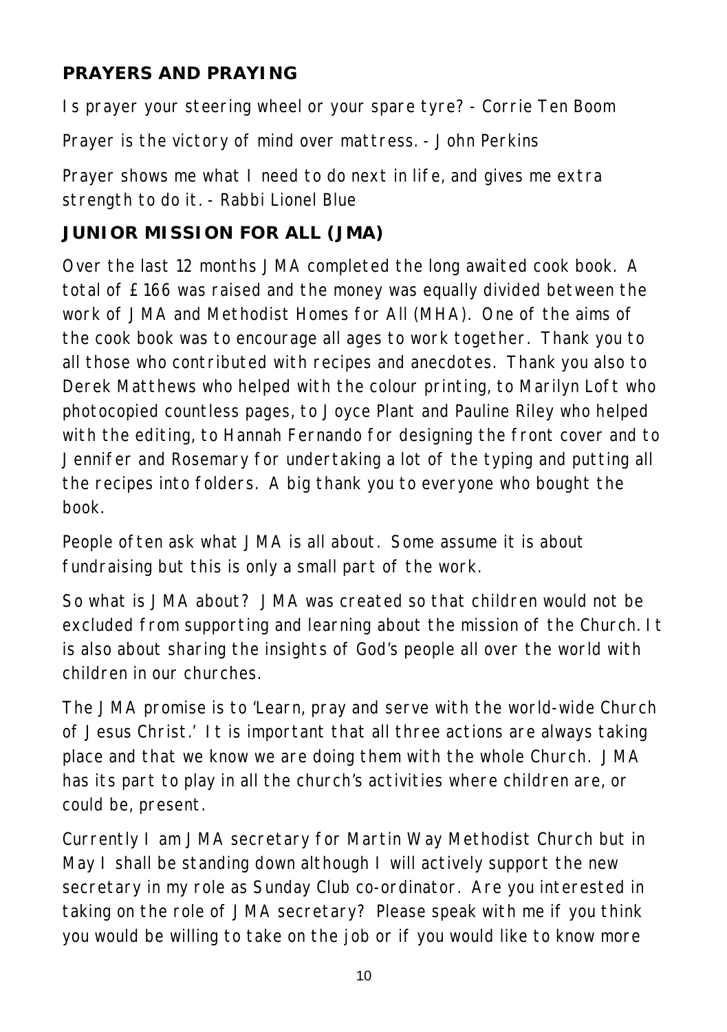## PRAYERS AND PRAYING

Is prayer your steering wheel or your spare tyre? - Corrie Ten Boom

Prayer is the victory of mind over mattress. - John Perkins

Prayer shows me what I need to do next in life, and gives me extra strength to do it. - Rabbi Lionel Blue

## JUNIOR MISSION FOR ALL (JMA)

Over the last 12 months JMA completed the long awaited cook book. A total of £166 was raised and the money was equally divided between the work of JMA and Methodist Homes for All (MHA). One of the aims of the cook book was to encourage all ages to work together. Thank you to all those who contributed with recipes and anecdotes. Thank you also to Derek Matthews who helped with the colour printing, to Marilyn Loft who photocopied countless pages, to Joyce Plant and Pauline Riley who helped with the editing, to Hannah Fernando for designing the front cover and to Jennifer and Rosemary for undertaking a lot of the typing and putting all the recipes into folders. A big thank you to everyone who bought the book.

People often ask what JMA is all about. Some assume it is about fundraising but this is only a small part of the work.

So what is JMA about? JMA was created so that children would not be excluded from supporting and learning about the mission of the Church. It is also about sharing the insights of God's people all over the world with children in our churches.

The JMA promise is to 'Learn, pray and serve with the world-wide Church of Jesus Christ.' It is important that all three actions are always taking place and that we know we are doing them with the whole Church. JMA has its part to play in all the church's activities where children are, or could be, present.

Currently I am JMA secretary for Martin Way Methodist Church but in May I shall be standing down although I will actively support the new secretary in my role as Sunday Club co-ordinator. Are you interested in taking on the role of JMA secretary? Please speak with me if you think you would be willing to take on the job or if you would like to know more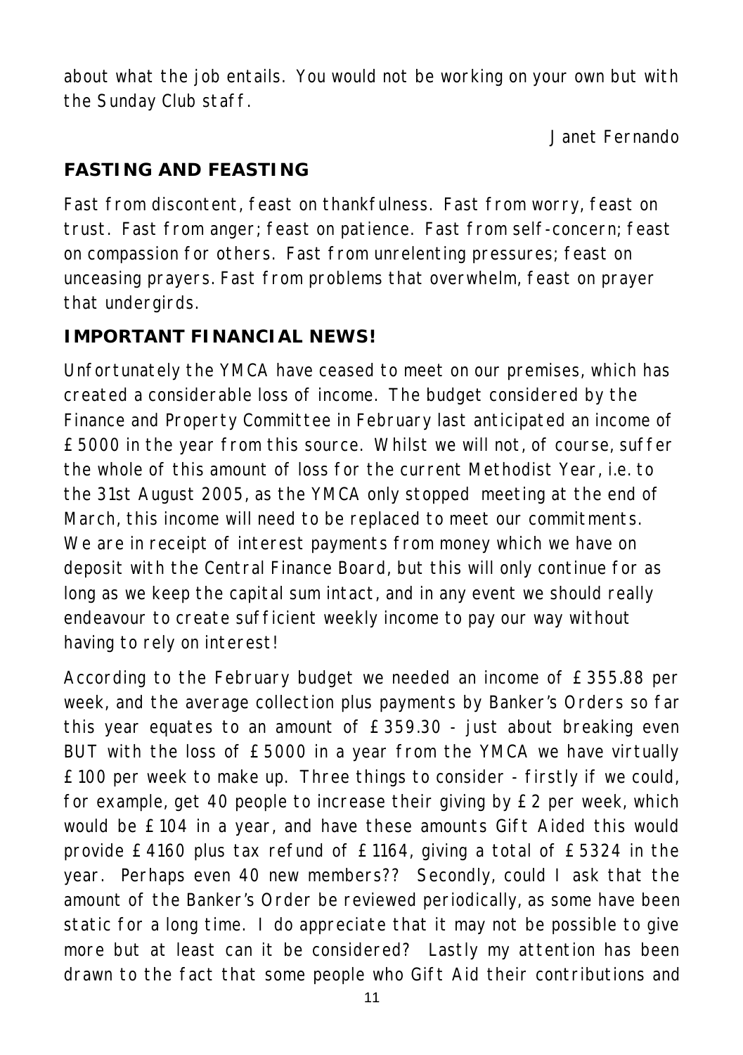about what the job entails. You would not be working on your own but with the Sunday Club staff.

Janet Fernando

## FASTING AND FEASTING

Fast from discontent, feast on thankfulness. Fast from worry, feast on trust. Fast from anger; feast on patience. Fast from self-concern; feast on compassion for others. Fast from unrelenting pressures; feast on unceasing prayers. Fast from problems that overwhelm, feast on prayer that undergirds.

## IMPORTANT FINANCIAL NEWS!

Unfortunately the YMCA have ceased to meet on our premises, which has created a considerable loss of income. The budget considered by the Finance and Property Committee in February last anticipated an income of £5000 in the year from this source. Whilst we will not, of course, suffer the whole of this amount of loss for the current Methodist Year, i.e. to the 31st August 2005, as the YMCA only stopped meeting at the end of March, this income will need to be replaced to meet our commitments. We are in receipt of interest payments from money which we have on deposit with the Central Finance Board, but this will only continue for as long as we keep the capital sum intact, and in any event we should really endeavour to create sufficient weekly income to pay our way without having to rely on interest!

According to the February budget we needed an income of £355.88 per week, and the average collection plus payments by Banker's Orders so far this year equates to an amount of £359.30 - just about breaking even BUT with the loss of £5000 in a year from the YMCA we have virtually £100 per week to make up. Three things to consider - firstly if we could, for example, get 40 people to increase their giving by £2 per week, which would be £104 in a year, and have these amounts Gift Aided this would provide £4160 plus tax refund of £1164, giving a total of £5324 in the year. Perhaps even 40 new members?? Secondly, could I ask that the amount of the Banker's Order be reviewed periodically, as some have been static for a long time. I do appreciate that it may not be possible to give more but at least can it be considered? Lastly my attention has been drawn to the fact that some people who Gift Aid their contributions and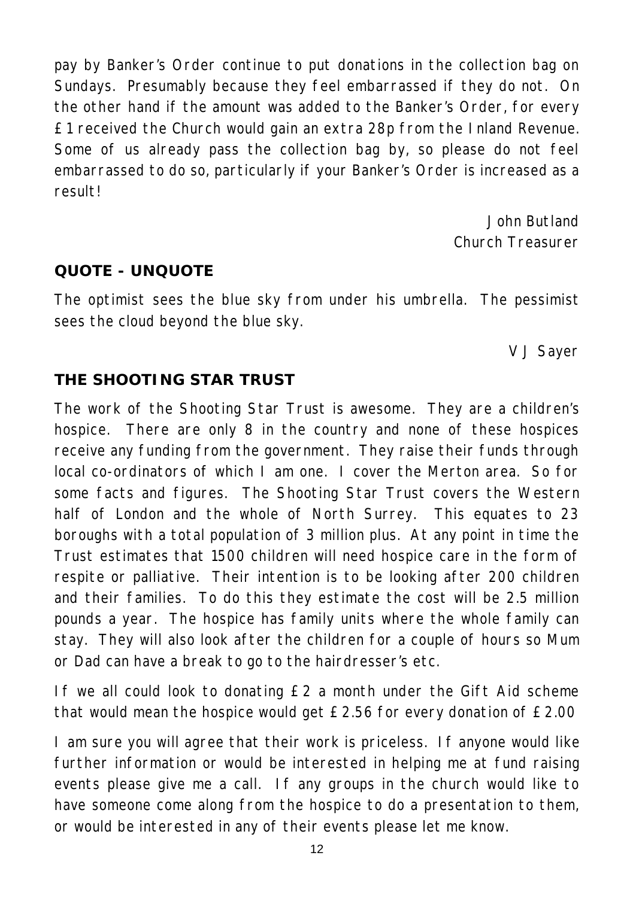pay by Banker's Order continue to put donations in the collection bag on Sundays. Presumably because they feel embarrassed if they do not. On the other hand if the amount was added to the Banker's Order, for every £1 received the Church would gain an extra 28p from the Inland Revenue. Some of us already pass the collection bag by, so please do not feel embarrassed to do so, particularly if your Banker's Order is increased as a result!

John Butland
Church Treasurer

## QUOTE - UNQUOTE

The optimist sees the blue sky from under his umbrella. The pessimist sees the cloud beyond the blue sky.

V J Sayer

## THE SHOOTING STAR TRUST

The work of the Shooting Star Trust is awesome. They are a children's hospice. There are only 8 in the country and none of these hospices receive any funding from the government. They raise their funds through local co-ordinators of which I am one. I cover the Merton area. So for some facts and figures. The Shooting Star Trust covers the Western half of London and the whole of North Surrey. This equates to 23 boroughs with a total population of 3 million plus. At any point in time the Trust estimates that 1500 children will need hospice care in the form of respite or palliative. Their intention is to be looking after 200 children and their families. To do this they estimate the cost will be 2.5 million pounds a year. The hospice has family units where the whole family can stay. They will also look after the children for a couple of hours so Mum or Dad can have a break to go to the hairdresser's etc.

If we all could look to donating £2 a month under the Gift Aid scheme that would mean the hospice would get £2.56 for every donation of £2.00

I am sure you will agree that their work is priceless. If anyone would like further information or would be interested in helping me at fund raising events please give me a call. If any groups in the church would like to have someone come along from the hospice to do a presentation to them, or would be interested in any of their events please let me know.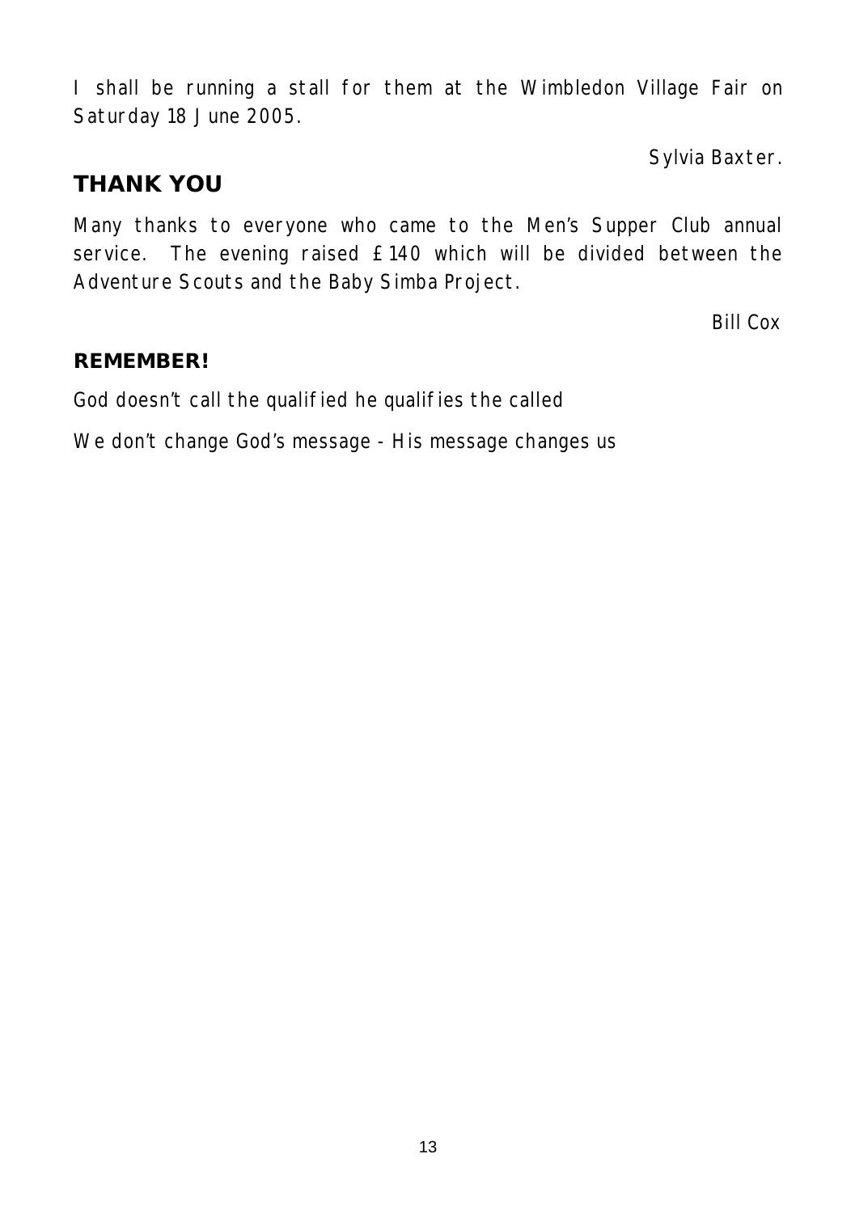I shall be running a stall for them at the Wimbledon Village Fair on Saturday 18 June 2005.

*Sylvia Baxter.*

## THANK YOU

Many thanks to everyone who came to the Men's Supper Club annual service. The evening raised £140 which will be divided between the Adventure Scouts and the Baby Simba Project.

*Bill Cox*

### REMEMBER!

God doesn't call the qualified he qualifies the called

We don't change God's message - His message changes us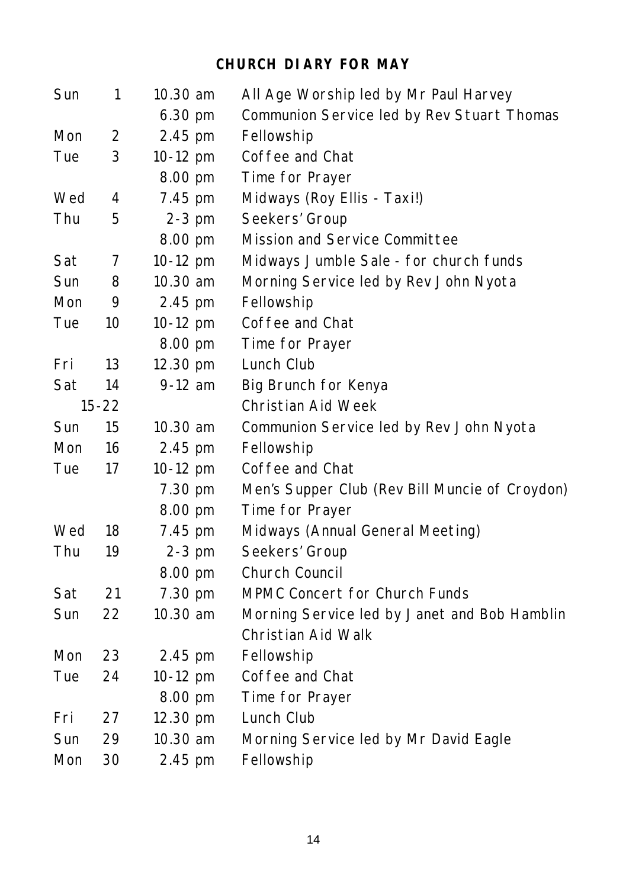## CHURCH DIARY FOR MAY

| | | | |
|---|---|---|---|
| Sun | 1 | 10.30 am | All Age Worship led by Mr Paul Harvey |
| | | 6.30 pm | Communion Service led by Rev Stuart Thomas |
| Mon | 2 | 2.45 pm | Fellowship |
| Tue | 3 | 10-12 pm | Coffee and Chat |
| | | 8.00 pm | Time for Prayer |
| Wed | 4 | 7.45 pm | Midways (Roy Ellis - Taxi!) |
| Thu | 5 | 2-3 pm | Seekers' Group |
| | | 8.00 pm | Mission and Service Committee |
| Sat | 7 | 10-12 pm | Midways Jumble Sale - for church funds |
| Sun | 8 | 10.30 am | Morning Service led by Rev John Nyota |
| Mon | 9 | 2.45 pm | Fellowship |
| Tue | 10 | 10-12 pm | Coffee and Chat |
| | | 8.00 pm | Time for Prayer |
| Fri | 13 | 12.30 pm | Lunch Club |
| Sat | 14 | 9-12 am | Big Brunch for Kenya |
| | 15-22 | | Christian Aid Week |
| Sun | 15 | 10.30 am | Communion Service led by Rev John Nyota |
| Mon | 16 | 2.45 pm | Fellowship |
| Tue | 17 | 10-12 pm | Coffee and Chat |
| | | 7.30 pm | Men's Supper Club (Rev Bill Muncie of Croydon) |
| | | 8.00 pm | Time for Prayer |
| Wed | 18 | 7.45 pm | Midways (Annual General Meeting) |
| Thu | 19 | 2-3 pm | Seekers' Group |
| | | 8.00 pm | Church Council |
| Sat | 21 | 7.30 pm | MPMC Concert for Church Funds |
| Sun | 22 | 10.30 am | Morning Service led by Janet and Bob Hamblin |
| | | | Christian Aid Walk |
| Mon | 23 | 2.45 pm | Fellowship |
| Tue | 24 | 10-12 pm | Coffee and Chat |
| | | 8.00 pm | Time for Prayer |
| Fri | 27 | 12.30 pm | Lunch Club |
| Sun | 29 | 10.30 am | Morning Service led by Mr David Eagle |
| Mon | 30 | 2.45 pm | Fellowship |